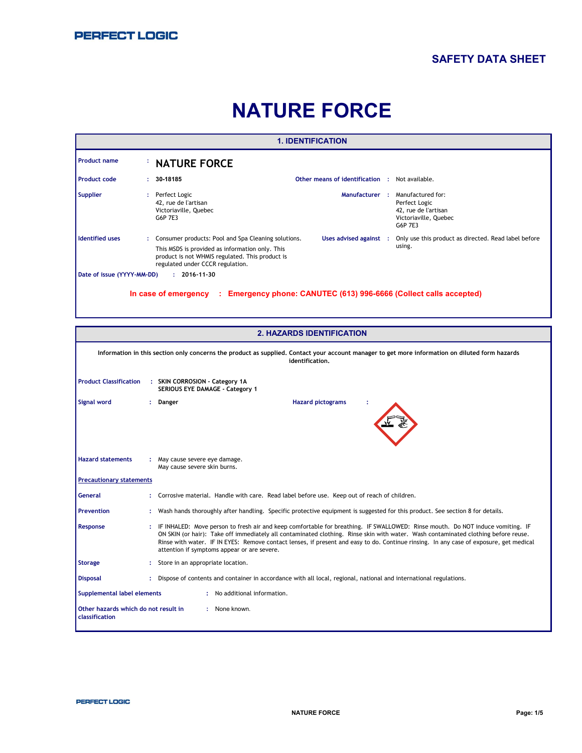PERFECT LOGIC

SAFETY DATA SHEET

# NATURE FORCE

## 1. IDENTIFICATION

**Product name** : **NATURE FORCE**

**Product code** : **30-18185**

**Other means of identification** : Not available.

**Supplier** : Perfect Logic
42, rue de l'artisan
Victoriaville, Quebec
G6P 7E3

**Manufacturer** : Manufactured for:
Perfect Logic
42, rue de l'artisan
Victoriaville, Quebec
G6P 7E3

**Identified uses** : Consumer products: Pool and Spa Cleaning solutions.
This MSDS is provided as information only. This product is not WHMIS regulated. This product is regulated under CCCR regulation.

**Uses advised against** : Only use this product as directed. Read label before using.

**Date of issue (YYYY-MM-DD)** : **2016-11-30**

**In case of emergency : Emergency phone: CANUTEC (613) 996-6666 (Collect calls accepted)**

## 2. HAZARDS IDENTIFICATION

**Information in this section only concerns the product as supplied. Contact your account manager to get more information on diluted form hazards identification.**

**Product Classification** : **SKIN CORROSION - Category 1A**
**SERIOUS EYE DAMAGE - Category 1**

**Signal word** : **Danger**

**Hazard pictograms** :

**Hazard statements** : May cause severe eye damage.
May cause severe skin burns.

**Precautionary statements**

**General** : Corrosive material. Handle with care. Read label before use. Keep out of reach of children.

**Prevention** : Wash hands thoroughly after handling. Specific protective equipment is suggested for this product. See section 8 for details.

**Response** : IF INHALED: Move person to fresh air and keep comfortable for breathing. IF SWALLOWED: Rinse mouth. Do NOT induce vomiting. IF ON SKIN (or hair): Take off immediately all contaminated clothing. Rinse skin with water. Wash contaminated clothing before reuse. Rinse with water. IF IN EYES: Remove contact lenses, if present and easy to do. Continue rinsing. In any case of exposure, get medical attention if symptoms appear or are severe.

**Storage** : Store in an appropriate location.

**Disposal** : Dispose of contents and container in accordance with all local, regional, national and international regulations.

**Supplemental label elements** : No additional information.

**Other hazards which do not result in classification** : None known.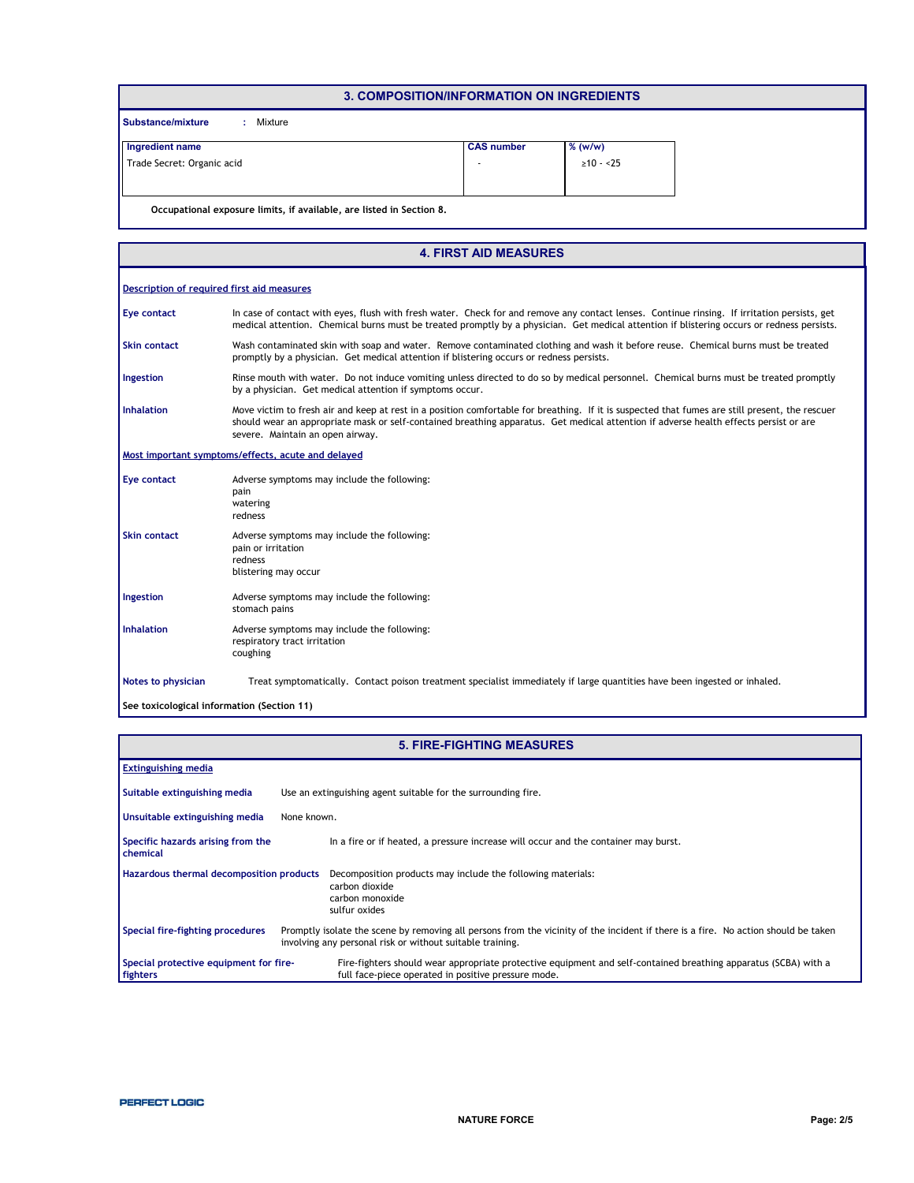## 3. COMPOSITION/INFORMATION ON INGREDIENTS

**Substance/mixture** : Mixture

| Ingredient name | CAS number | % (w/w) |
| --- | --- | --- |
| Trade Secret: Organic acid | - | ≥10 - <25 |

**Occupational exposure limits, if available, are listed in Section 8.**

## 4. FIRST AID MEASURES

**Description of required first aid measures**

**Eye contact** In case of contact with eyes, flush with fresh water. Check for and remove any contact lenses. Continue rinsing. If irritation persists, get medical attention. Chemical burns must be treated promptly by a physician. Get medical attention if blistering occurs or redness persists.

**Skin contact** Wash contaminated skin with soap and water. Remove contaminated clothing and wash it before reuse. Chemical burns must be treated promptly by a physician. Get medical attention if blistering occurs or redness persists.

**Ingestion** Rinse mouth with water. Do not induce vomiting unless directed to do so by medical personnel. Chemical burns must be treated promptly by a physician. Get medical attention if symptoms occur.

**Inhalation** Move victim to fresh air and keep at rest in a position comfortable for breathing. If it is suspected that fumes are still present, the rescuer should wear an appropriate mask or self-contained breathing apparatus. Get medical attention if adverse health effects persist or are severe. Maintain an open airway.

**Most important symptoms/effects, acute and delayed**

**Eye contact** Adverse symptoms may include the following:
pain
watering
redness

**Skin contact** Adverse symptoms may include the following:
pain or irritation
redness
blistering may occur

**Ingestion** Adverse symptoms may include the following:
stomach pains

**Inhalation** Adverse symptoms may include the following:
respiratory tract irritation
coughing

**Notes to physician** Treat symptomatically. Contact poison treatment specialist immediately if large quantities have been ingested or inhaled.

**See toxicological information (Section 11)**

## 5. FIRE-FIGHTING MEASURES

**Extinguishing media**

**Suitable extinguishing media** Use an extinguishing agent suitable for the surrounding fire.

**Unsuitable extinguishing media** None known.

**Specific hazards arising from the chemical** In a fire or if heated, a pressure increase will occur and the container may burst.

**Hazardous thermal decomposition products** Decomposition products may include the following materials:
carbon dioxide
carbon monoxide
sulfur oxides

**Special fire-fighting procedures** Promptly isolate the scene by removing all persons from the vicinity of the incident if there is a fire. No action should be taken involving any personal risk or without suitable training.

**Special protective equipment for fire-fighters** Fire-fighters should wear appropriate protective equipment and self-contained breathing apparatus (SCBA) with a full face-piece operated in positive pressure mode.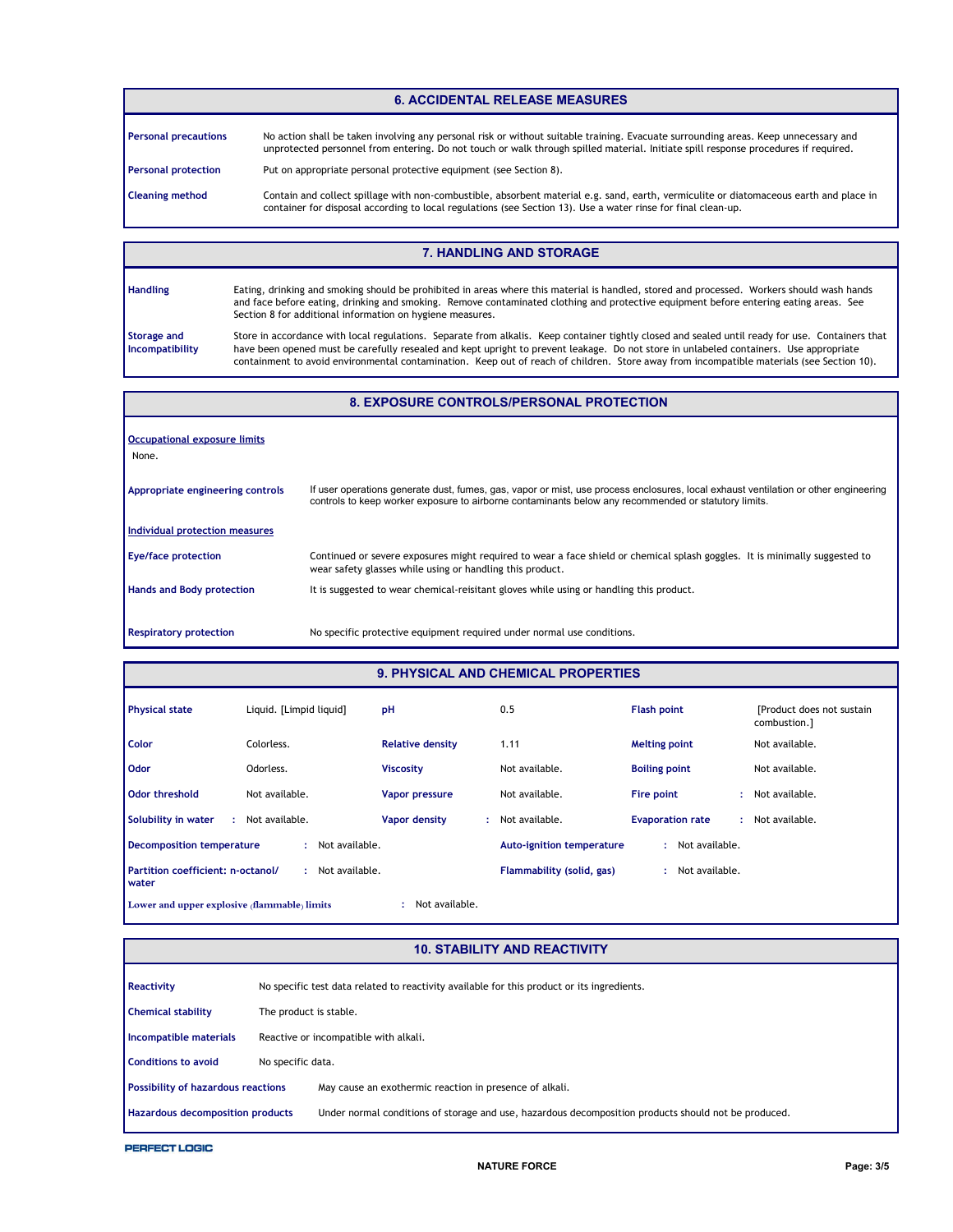## 6. ACCIDENTAL RELEASE MEASURES

**Personal precautions**
No action shall be taken involving any personal risk or without suitable training. Evacuate surrounding areas. Keep unnecessary and unprotected personnel from entering. Do not touch or walk through spilled material. Initiate spill response procedures if required.

**Personal protection**
Put on appropriate personal protective equipment (see Section 8).

**Cleaning method**
Contain and collect spillage with non-combustible, absorbent material e.g. sand, earth, vermiculite or diatomaceous earth and place in container for disposal according to local regulations (see Section 13). Use a water rinse for final clean-up.

## 7. HANDLING AND STORAGE

**Handling**
Eating, drinking and smoking should be prohibited in areas where this material is handled, stored and processed. Workers should wash hands and face before eating, drinking and smoking. Remove contaminated clothing and protective equipment before entering eating areas. See Section 8 for additional information on hygiene measures.

**Storage and Incompatibility**
Store in accordance with local regulations. Separate from alkalis. Keep container tightly closed and sealed until ready for use. Containers that have been opened must be carefully resealed and kept upright to prevent leakage. Do not store in unlabeled containers. Use appropriate containment to avoid environmental contamination. Keep out of reach of children. Store away from incompatible materials (see Section 10).

## 8. EXPOSURE CONTROLS/PERSONAL PROTECTION

**Occupational exposure limits**
None.

**Appropriate engineering controls**
If user operations generate dust, fumes, gas, vapor or mist, use process enclosures, local exhaust ventilation or other engineering controls to keep worker exposure to airborne contaminants below any recommended or statutory limits.

**Individual protection measures**

**Eye/face protection**
Continued or severe exposures might required to wear a face shield or chemical splash goggles. It is minimally suggested to wear safety glasses while using or handling this product.

**Hands and Body protection**
It is suggested to wear chemical-reisitant gloves while using or handling this product.

**Respiratory protection**
No specific protective equipment required under normal use conditions.

## 9. PHYSICAL AND CHEMICAL PROPERTIES

| Property | Value | Property | Value | Property | Value |
|---|---|---|---|---|---|
| Physical state | Liquid. [Limpid liquid] | pH | 0.5 | Flash point | [Product does not sustain combustion.] |
| Color | Colorless. | Relative density | 1.11 | Melting point | Not available. |
| Odor | Odorless. | Viscosity | Not available. | Boiling point | Not available. |
| Odor threshold | Not available. | Vapor pressure | Not available. | Fire point | Not available. |
| Solubility in water | Not available. | Vapor density | Not available. | Evaporation rate | Not available. |
| Decomposition temperature | Not available. | Auto-ignition temperature | Not available. | | |
| Partition coefficient: n-octanol/water | Not available. | Flammability (solid, gas) | Not available. | | |
| Lower and upper explosive (flammable) limits | Not available. | | | | |

## 10. STABILITY AND REACTIVITY

**Reactivity**
No specific test data related to reactivity available for this product or its ingredients.

**Chemical stability**
The product is stable.

**Incompatible materials**
Reactive or incompatible with alkali.

**Conditions to avoid**
No specific data.

**Possibility of hazardous reactions**
May cause an exothermic reaction in presence of alkali.

**Hazardous decomposition products**
Under normal conditions of storage and use, hazardous decomposition products should not be produced.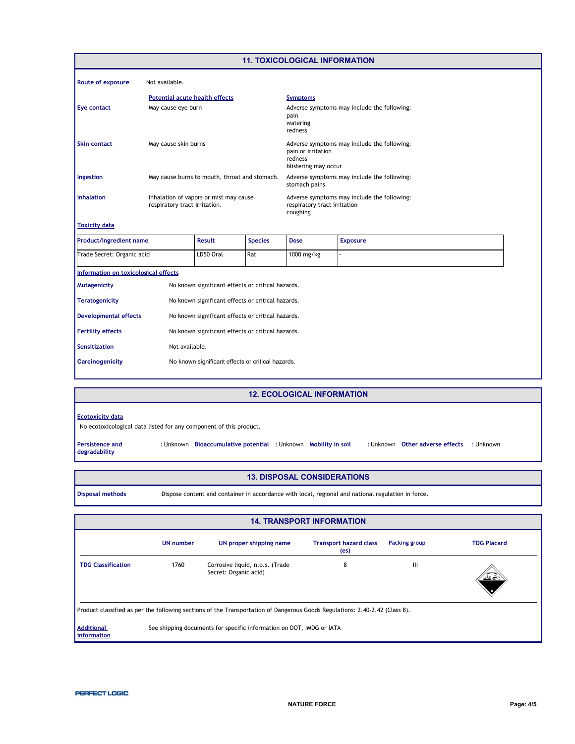## 11. TOXICOLOGICAL INFORMATION

**Route of exposure** Not available.

| | Potential acute health effects | Symptoms |
|---|---|---|
| **Eye contact** | May cause eye burn | Adverse symptoms may include the following: pain watering redness |
| **Skin contact** | May cause skin burns | Adverse symptoms may include the following: pain or irritation redness blistering may occur |
| **Ingestion** | May cause burns to mouth, throat and stomach. | Adverse symptoms may include the following: stomach pains |
| **Inhalation** | Inhalation of vapors or mist may cause respiratory tract irritation. | Adverse symptoms may include the following: respiratory tract irritation coughing |

**Toxicity data**

| Product/ingredient name | Result | Species | Dose | Exposure |
|---|---|---|---|---|
| Trade Secret: Organic acid | LD50 Oral | Rat | 1000 mg/kg | - |

**Information on toxicological effects**

**Mutagenicity** No known significant effects or critical hazards.

**Teratogenicity** No known significant effects or critical hazards.

**Developmental effects** No known significant effects or critical hazards.

**Fertility effects** No known significant effects or critical hazards.

**Sensitization** Not available.

**Carcinogenicity** No known significant effects or critical hazards.

## 12. ECOLOGICAL INFORMATION

**Ecotoxicity data**

No ecotoxicological data listed for any component of this product.

**Persistence and degradability** : Unknown **Bioaccumulative potential** : Unknown **Mobility in soil** : Unknown **Other adverse effects** : Unknown

## 13. DISPOSAL CONSIDERATIONS

**Disposal methods** Dispose content and container in accordance with local, regional and national regulation in force.

## 14. TRANSPORT INFORMATION

| | UN number | UN proper shipping name | Transport hazard class (es) | Packing group | TDG Placard |
|---|---|---|---|---|---|
| **TDG Classification** | 1760 | Corrosive liquid, n.o.s. (Trade Secret: Organic acid) | 8 | III | |

Product classified as per the following sections of the Transportation of Dangerous Goods Regulations: 2.40-2.42 (Class 8).

**Additional information** See shipping documents for specific information on DOT, IMDG or IATA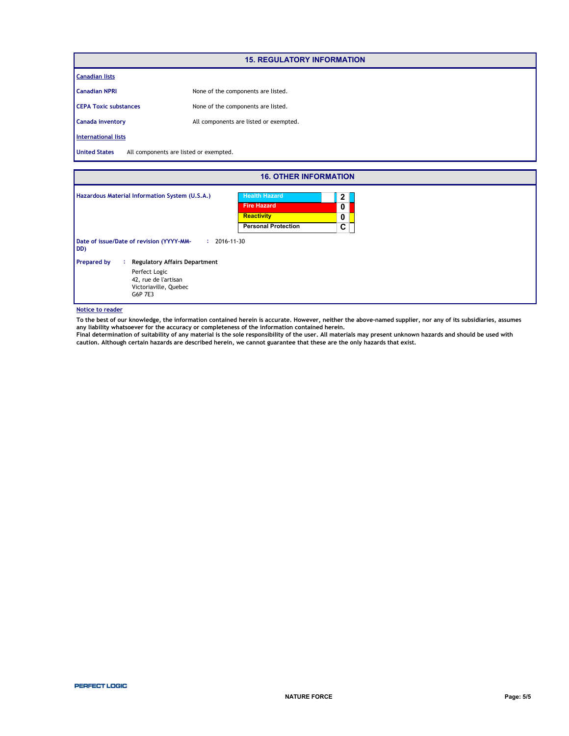## 15. REGULATORY INFORMATION

**Canadian lists**

| | |
|---|---|
| **Canadian NPRI** | None of the components are listed. |
| **CEPA Toxic substances** | None of the components are listed. |
| **Canada inventory** | All components are listed or exempted. |

**International lists**

**United States** All components are listed or exempted.

## 16. OTHER INFORMATION

**Hazardous Material Information System (U.S.A.)**

| | |
|---|---|
| Health Hazard | 2 |
| Fire Hazard | 0 |
| Reactivity | 0 |
| Personal Protection | C |

**Date of issue/Date of revision (YYYY-MM-DD)** : 2016-11-30

**Prepared by** : **Regulatory Affairs Department**
Perfect Logic
42, rue de l'artisan
Victoriaville, Quebec
G6P 7E3

**Notice to reader**

**To the best of our knowledge, the information contained herein is accurate. However, neither the above-named supplier, nor any of its subsidiaries, assumes any liability whatsoever for the accuracy or completeness of the information contained herein.**
**Final determination of suitability of any material is the sole responsibility of the user. All materials may present unknown hazards and should be used with caution. Although certain hazards are described herein, we cannot guarantee that these are the only hazards that exist.**